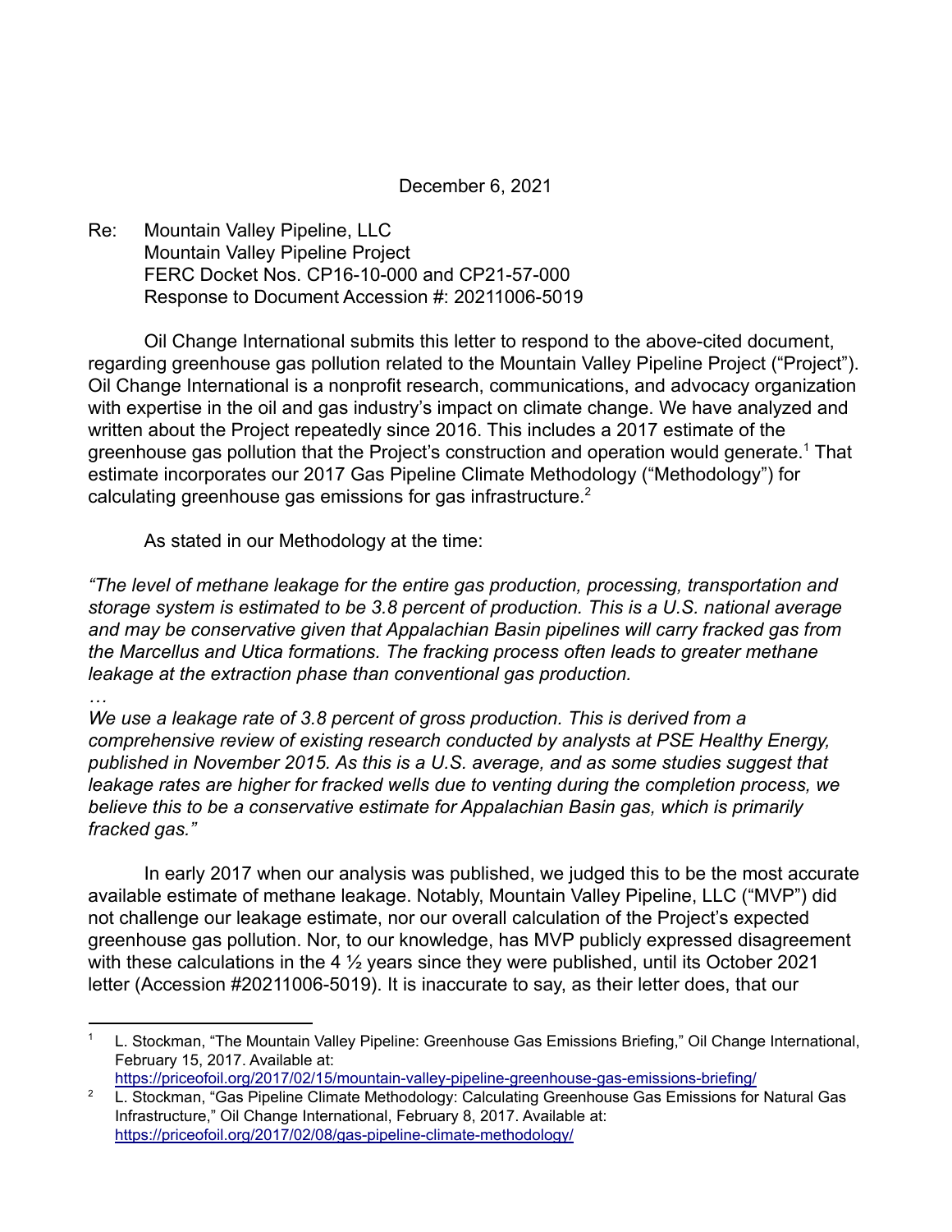December 6, 2021

Re: Mountain Valley Pipeline, LLC
Mountain Valley Pipeline Project
FERC Docket Nos. CP16-10-000 and CP21-57-000
Response to Document Accession #: 20211006-5019

Oil Change International submits this letter to respond to the above-cited document, regarding greenhouse gas pollution related to the Mountain Valley Pipeline Project ("Project"). Oil Change International is a nonprofit research, communications, and advocacy organization with expertise in the oil and gas industry's impact on climate change. We have analyzed and written about the Project repeatedly since 2016. This includes a 2017 estimate of the greenhouse gas pollution that the Project's construction and operation would generate.[1] That estimate incorporates our 2017 Gas Pipeline Climate Methodology ("Methodology") for calculating greenhouse gas emissions for gas infrastructure.[2]

As stated in our Methodology at the time:

*"The level of methane leakage for the entire gas production, processing, transportation and storage system is estimated to be 3.8 percent of production. This is a U.S. national average and may be conservative given that Appalachian Basin pipelines will carry fracked gas from the Marcellus and Utica formations. The fracking process often leads to greater methane leakage at the extraction phase than conventional gas production.*

*…*

*We use a leakage rate of 3.8 percent of gross production. This is derived from a comprehensive review of existing research conducted by analysts at PSE Healthy Energy, published in November 2015. As this is a U.S. average, and as some studies suggest that leakage rates are higher for fracked wells due to venting during the completion process, we believe this to be a conservative estimate for Appalachian Basin gas, which is primarily fracked gas."*

In early 2017 when our analysis was published, we judged this to be the most accurate available estimate of methane leakage. Notably, Mountain Valley Pipeline, LLC ("MVP") did not challenge our leakage estimate, nor our overall calculation of the Project's expected greenhouse gas pollution. Nor, to our knowledge, has MVP publicly expressed disagreement with these calculations in the 4 ½ years since they were published, until its October 2021 letter (Accession #20211006-5019). It is inaccurate to say, as their letter does, that our

---

[1] L. Stockman, "The Mountain Valley Pipeline: Greenhouse Gas Emissions Briefing," Oil Change International, February 15, 2017. Available at: https://priceofoil.org/2017/02/15/mountain-valley-pipeline-greenhouse-gas-emissions-briefing/

[2] L. Stockman, "Gas Pipeline Climate Methodology: Calculating Greenhouse Gas Emissions for Natural Gas Infrastructure," Oil Change International, February 8, 2017. Available at: https://priceofoil.org/2017/02/08/gas-pipeline-climate-methodology/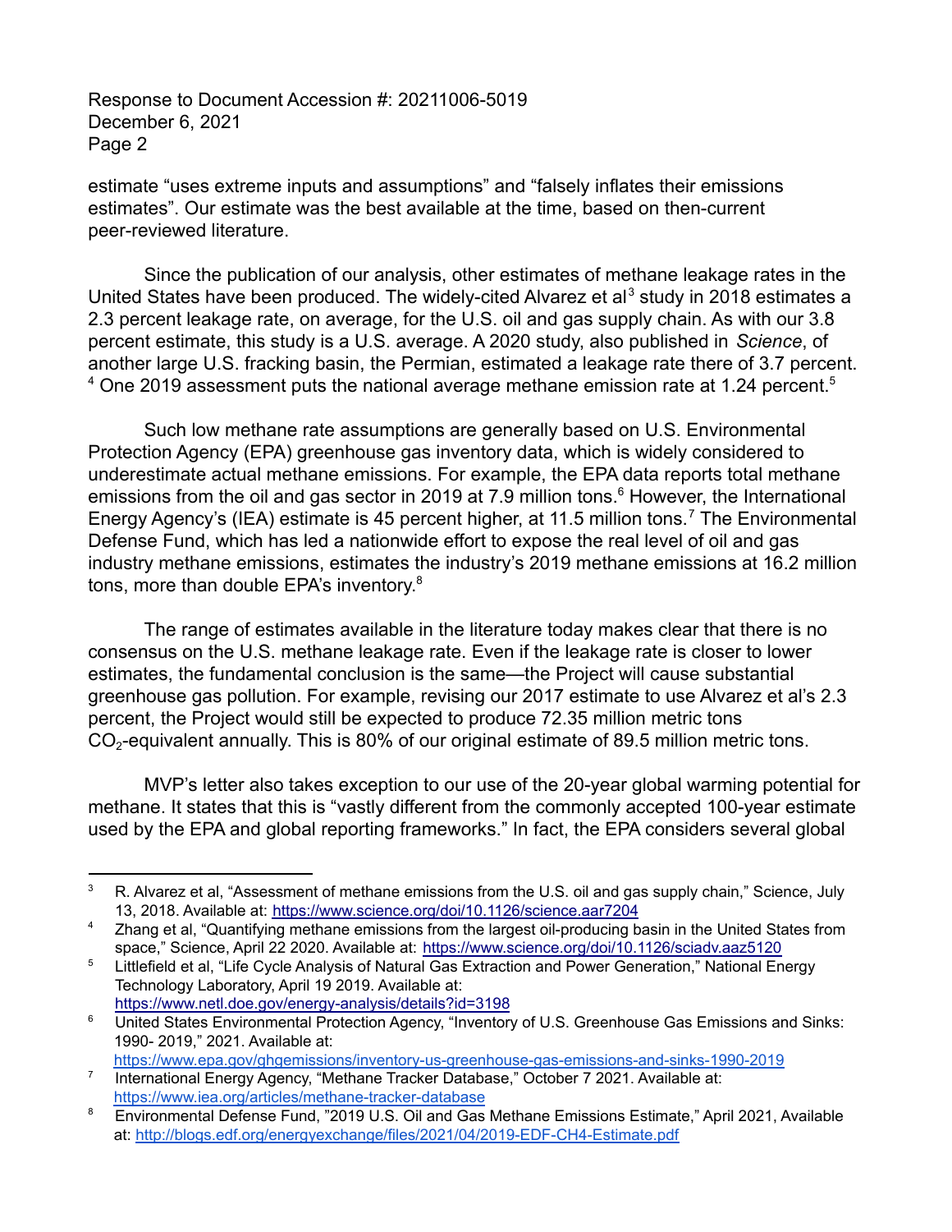estimate "uses extreme inputs and assumptions" and "falsely inflates their emissions estimates". Our estimate was the best available at the time, based on then-current peer-reviewed literature.

Since the publication of our analysis, other estimates of methane leakage rates in the United States have been produced. The widely-cited Alvarez et al[3] study in 2018 estimates a 2.3 percent leakage rate, on average, for the U.S. oil and gas supply chain. As with our 3.8 percent estimate, this study is a U.S. average. A 2020 study, also published in *Science*, of another large U.S. fracking basin, the Permian, estimated a leakage rate there of 3.7 percent. [4] One 2019 assessment puts the national average methane emission rate at 1.24 percent.[5]

Such low methane rate assumptions are generally based on U.S. Environmental Protection Agency (EPA) greenhouse gas inventory data, which is widely considered to underestimate actual methane emissions. For example, the EPA data reports total methane emissions from the oil and gas sector in 2019 at 7.9 million tons.[6] However, the International Energy Agency's (IEA) estimate is 45 percent higher, at 11.5 million tons.[7] The Environmental Defense Fund, which has led a nationwide effort to expose the real level of oil and gas industry methane emissions, estimates the industry's 2019 methane emissions at 16.2 million tons, more than double EPA's inventory.[8]

The range of estimates available in the literature today makes clear that there is no consensus on the U.S. methane leakage rate. Even if the leakage rate is closer to lower estimates, the fundamental conclusion is the same—the Project will cause substantial greenhouse gas pollution. For example, revising our 2017 estimate to use Alvarez et al's 2.3 percent, the Project would still be expected to produce 72.35 million metric tons $CO_2$-equivalent annually. This is 80% of our original estimate of 89.5 million metric tons.

MVP's letter also takes exception to our use of the 20-year global warming potential for methane. It states that this is "vastly different from the commonly accepted 100-year estimate used by the EPA and global reporting frameworks." In fact, the EPA considers several global

---

[3] R. Alvarez et al, "Assessment of methane emissions from the U.S. oil and gas supply chain," Science, July 13, 2018. Available at: https://www.science.org/doi/10.1126/science.aar7204

[4] Zhang et al, "Quantifying methane emissions from the largest oil-producing basin in the United States from space," Science, April 22 2020. Available at: https://www.science.org/doi/10.1126/sciadv.aaz5120

[5] Littlefield et al, "Life Cycle Analysis of Natural Gas Extraction and Power Generation," National Energy Technology Laboratory, April 19 2019. Available at: https://www.netl.doe.gov/energy-analysis/details?id=3198

[6] United States Environmental Protection Agency, "Inventory of U.S. Greenhouse Gas Emissions and Sinks: 1990- 2019," 2021. Available at: https://www.epa.gov/ghgemissions/inventory-us-greenhouse-gas-emissions-and-sinks-1990-2019

[7] International Energy Agency, "Methane Tracker Database," October 7 2021. Available at: https://www.iea.org/articles/methane-tracker-database

[8] Environmental Defense Fund, "2019 U.S. Oil and Gas Methane Emissions Estimate," April 2021, Available at: http://blogs.edf.org/energyexchange/files/2021/04/2019-EDF-CH4-Estimate.pdf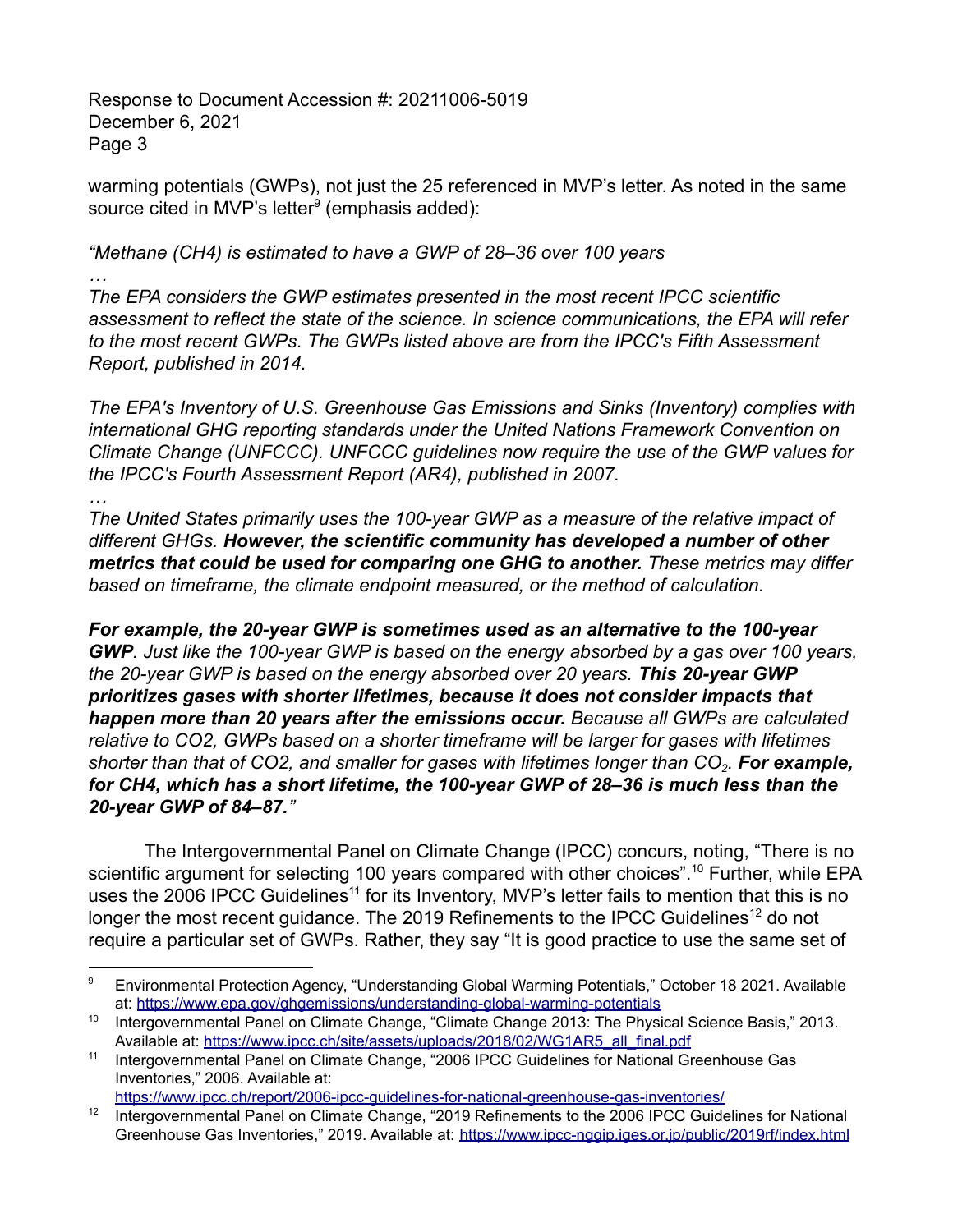warming potentials (GWPs), not just the 25 referenced in MVP's letter. As noted in the same source cited in MVP's letter[9] (emphasis added):

*"Methane (CH4) is estimated to have a GWP of 28–36 over 100 years*
*…*
*The EPA considers the GWP estimates presented in the most recent IPCC scientific assessment to reflect the state of the science. In science communications, the EPA will refer to the most recent GWPs. The GWPs listed above are from the IPCC's Fifth Assessment Report, published in 2014.*

*The EPA's Inventory of U.S. Greenhouse Gas Emissions and Sinks (Inventory) complies with international GHG reporting standards under the United Nations Framework Convention on Climate Change (UNFCCC). UNFCCC guidelines now require the use of the GWP values for the IPCC's Fourth Assessment Report (AR4), published in 2007.*
*…*
*The United States primarily uses the 100-year GWP as a measure of the relative impact of different GHGs.* ***However, the scientific community has developed a number of other metrics that could be used for comparing one GHG to another.*** *These metrics may differ based on timeframe, the climate endpoint measured, or the method of calculation.*

***For example, the 20-year GWP is sometimes used as an alternative to the 100-year GWP****. Just like the 100-year GWP is based on the energy absorbed by a gas over 100 years, the 20-year GWP is based on the energy absorbed over 20 years.* ***This 20-year GWP prioritizes gases with shorter lifetimes, because it does not consider impacts that happen more than 20 years after the emissions occur.*** *Because all GWPs are calculated relative to CO2, GWPs based on a shorter timeframe will be larger for gases with lifetimes shorter than that of CO2, and smaller for gases with lifetimes longer than $CO_2$.* ***For example, for CH4, which has a short lifetime, the 100-year GWP of 28–36 is much less than the 20-year GWP of 84–87.****"*

The Intergovernmental Panel on Climate Change (IPCC) concurs, noting, "There is no scientific argument for selecting 100 years compared with other choices".[10] Further, while EPA uses the 2006 IPCC Guidelines[11] for its Inventory, MVP's letter fails to mention that this is no longer the most recent guidance. The 2019 Refinements to the IPCC Guidelines[12] do not require a particular set of GWPs. Rather, they say "It is good practice to use the same set of

---

[9] Environmental Protection Agency, "Understanding Global Warming Potentials," October 18 2021. Available at: https://www.epa.gov/ghgemissions/understanding-global-warming-potentials

[10] Intergovernmental Panel on Climate Change, "Climate Change 2013: The Physical Science Basis," 2013. Available at: https://www.ipcc.ch/site/assets/uploads/2018/02/WG1AR5_all_final.pdf

[11] Intergovernmental Panel on Climate Change, "2006 IPCC Guidelines for National Greenhouse Gas Inventories," 2006. Available at: https://www.ipcc.ch/report/2006-ipcc-guidelines-for-national-greenhouse-gas-inventories/

[12] Intergovernmental Panel on Climate Change, "2019 Refinements to the 2006 IPCC Guidelines for National Greenhouse Gas Inventories," 2019. Available at: https://www.ipcc-nggip.iges.or.jp/public/2019rf/index.html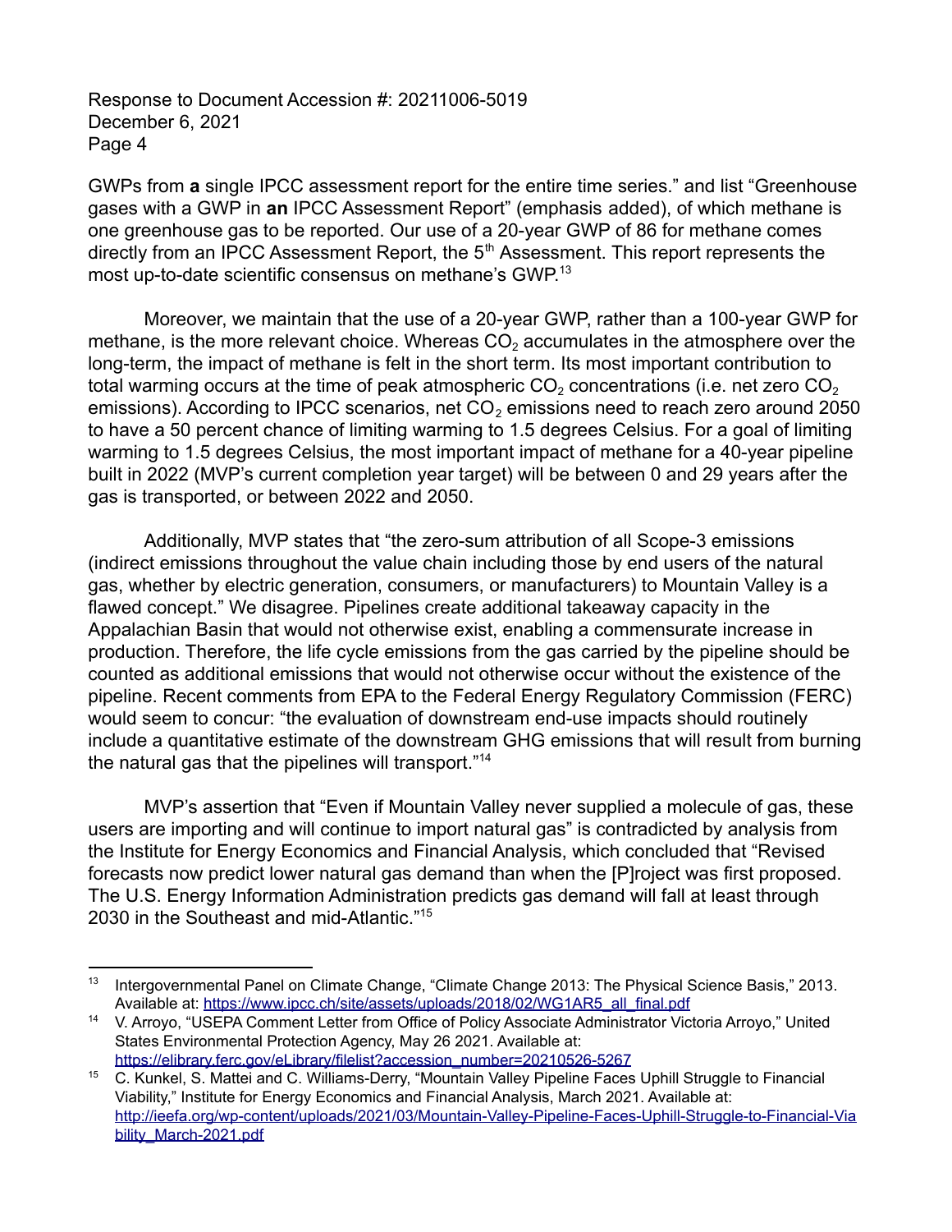GWPs from **a** single IPCC assessment report for the entire time series." and list "Greenhouse gases with a GWP in **an** IPCC Assessment Report" (emphasis added), of which methane is one greenhouse gas to be reported. Our use of a 20-year GWP of 86 for methane comes directly from an IPCC Assessment Report, the 5th Assessment. This report represents the most up-to-date scientific consensus on methane's GWP.[13]

Moreover, we maintain that the use of a 20-year GWP, rather than a 100-year GWP for methane, is the more relevant choice. Whereas $CO_2$ accumulates in the atmosphere over the long-term, the impact of methane is felt in the short term. Its most important contribution to total warming occurs at the time of peak atmospheric $CO_2$ concentrations (i.e. net zero $CO_2$ emissions). According to IPCC scenarios, net $CO_2$ emissions need to reach zero around 2050 to have a 50 percent chance of limiting warming to 1.5 degrees Celsius. For a goal of limiting warming to 1.5 degrees Celsius, the most important impact of methane for a 40-year pipeline built in 2022 (MVP's current completion year target) will be between 0 and 29 years after the gas is transported, or between 2022 and 2050.

Additionally, MVP states that "the zero-sum attribution of all Scope-3 emissions (indirect emissions throughout the value chain including those by end users of the natural gas, whether by electric generation, consumers, or manufacturers) to Mountain Valley is a flawed concept." We disagree. Pipelines create additional takeaway capacity in the Appalachian Basin that would not otherwise exist, enabling a commensurate increase in production. Therefore, the life cycle emissions from the gas carried by the pipeline should be counted as additional emissions that would not otherwise occur without the existence of the pipeline. Recent comments from EPA to the Federal Energy Regulatory Commission (FERC) would seem to concur: "the evaluation of downstream end-use impacts should routinely include a quantitative estimate of the downstream GHG emissions that will result from burning the natural gas that the pipelines will transport."[14]

MVP's assertion that "Even if Mountain Valley never supplied a molecule of gas, these users are importing and will continue to import natural gas" is contradicted by analysis from the Institute for Energy Economics and Financial Analysis, which concluded that "Revised forecasts now predict lower natural gas demand than when the [P]roject was first proposed. The U.S. Energy Information Administration predicts gas demand will fall at least through 2030 in the Southeast and mid-Atlantic."[15]

---

[13] Intergovernmental Panel on Climate Change, "Climate Change 2013: The Physical Science Basis," 2013. Available at: https://www.ipcc.ch/site/assets/uploads/2018/02/WG1AR5_all_final.pdf

[14] V. Arroyo, "USEPA Comment Letter from Office of Policy Associate Administrator Victoria Arroyo," United States Environmental Protection Agency, May 26 2021. Available at: https://elibrary.ferc.gov/eLibrary/filelist?accession_number=20210526-5267

[15] C. Kunkel, S. Mattei and C. Williams-Derry, "Mountain Valley Pipeline Faces Uphill Struggle to Financial Viability," Institute for Energy Economics and Financial Analysis, March 2021. Available at: http://ieefa.org/wp-content/uploads/2021/03/Mountain-Valley-Pipeline-Faces-Uphill-Struggle-to-Financial-Viability_March-2021.pdf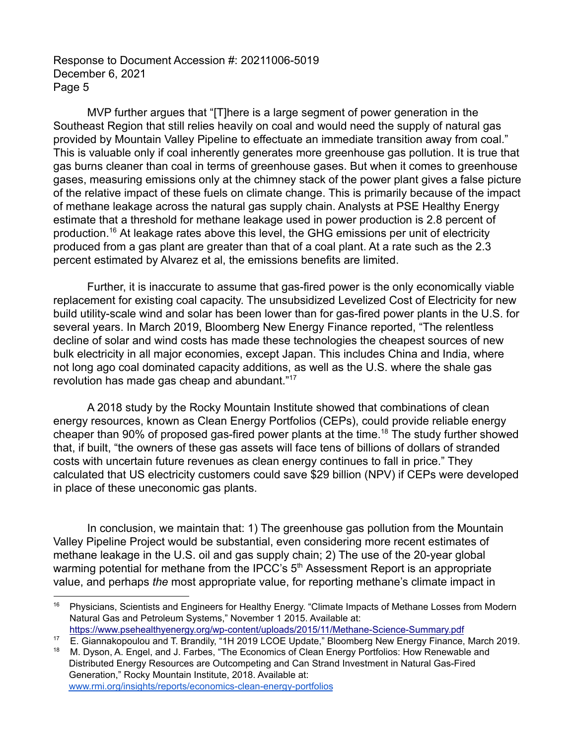MVP further argues that "[T]here is a large segment of power generation in the Southeast Region that still relies heavily on coal and would need the supply of natural gas provided by Mountain Valley Pipeline to effectuate an immediate transition away from coal." This is valuable only if coal inherently generates more greenhouse gas pollution. It is true that gas burns cleaner than coal in terms of greenhouse gases. But when it comes to greenhouse gases, measuring emissions only at the chimney stack of the power plant gives a false picture of the relative impact of these fuels on climate change. This is primarily because of the impact of methane leakage across the natural gas supply chain. Analysts at PSE Healthy Energy estimate that a threshold for methane leakage used in power production is 2.8 percent of production.[16] At leakage rates above this level, the GHG emissions per unit of electricity produced from a gas plant are greater than that of a coal plant. At a rate such as the 2.3 percent estimated by Alvarez et al, the emissions benefits are limited.

Further, it is inaccurate to assume that gas-fired power is the only economically viable replacement for existing coal capacity. The unsubsidized Levelized Cost of Electricity for new build utility-scale wind and solar has been lower than for gas-fired power plants in the U.S. for several years. In March 2019, Bloomberg New Energy Finance reported, "The relentless decline of solar and wind costs has made these technologies the cheapest sources of new bulk electricity in all major economies, except Japan. This includes China and India, where not long ago coal dominated capacity additions, as well as the U.S. where the shale gas revolution has made gas cheap and abundant."[17]

A 2018 study by the Rocky Mountain Institute showed that combinations of clean energy resources, known as Clean Energy Portfolios (CEPs), could provide reliable energy cheaper than 90% of proposed gas-fired power plants at the time.[18] The study further showed that, if built, "the owners of these gas assets will face tens of billions of dollars of stranded costs with uncertain future revenues as clean energy continues to fall in price." They calculated that US electricity customers could save $29 billion (NPV) if CEPs were developed in place of these uneconomic gas plants.

In conclusion, we maintain that: 1) The greenhouse gas pollution from the Mountain Valley Pipeline Project would be substantial, even considering more recent estimates of methane leakage in the U.S. oil and gas supply chain; 2) The use of the 20-year global warming potential for methane from the IPCC's 5th Assessment Report is an appropriate value, and perhaps *the* most appropriate value, for reporting methane's climate impact in

---

[16] Physicians, Scientists and Engineers for Healthy Energy. "Climate Impacts of Methane Losses from Modern Natural Gas and Petroleum Systems," November 1 2015. Available at: https://www.psehealthyenergy.org/wp-content/uploads/2015/11/Methane-Science-Summary.pdf

[17] E. Giannakopoulou and T. Brandily, "1H 2019 LCOE Update," Bloomberg New Energy Finance, March 2019.

[18] M. Dyson, A. Engel, and J. Farbes, "The Economics of Clean Energy Portfolios: How Renewable and Distributed Energy Resources are Outcompeting and Can Strand Investment in Natural Gas-Fired Generation," Rocky Mountain Institute, 2018. Available at: www.rmi.org/insights/reports/economics-clean-energy-portfolios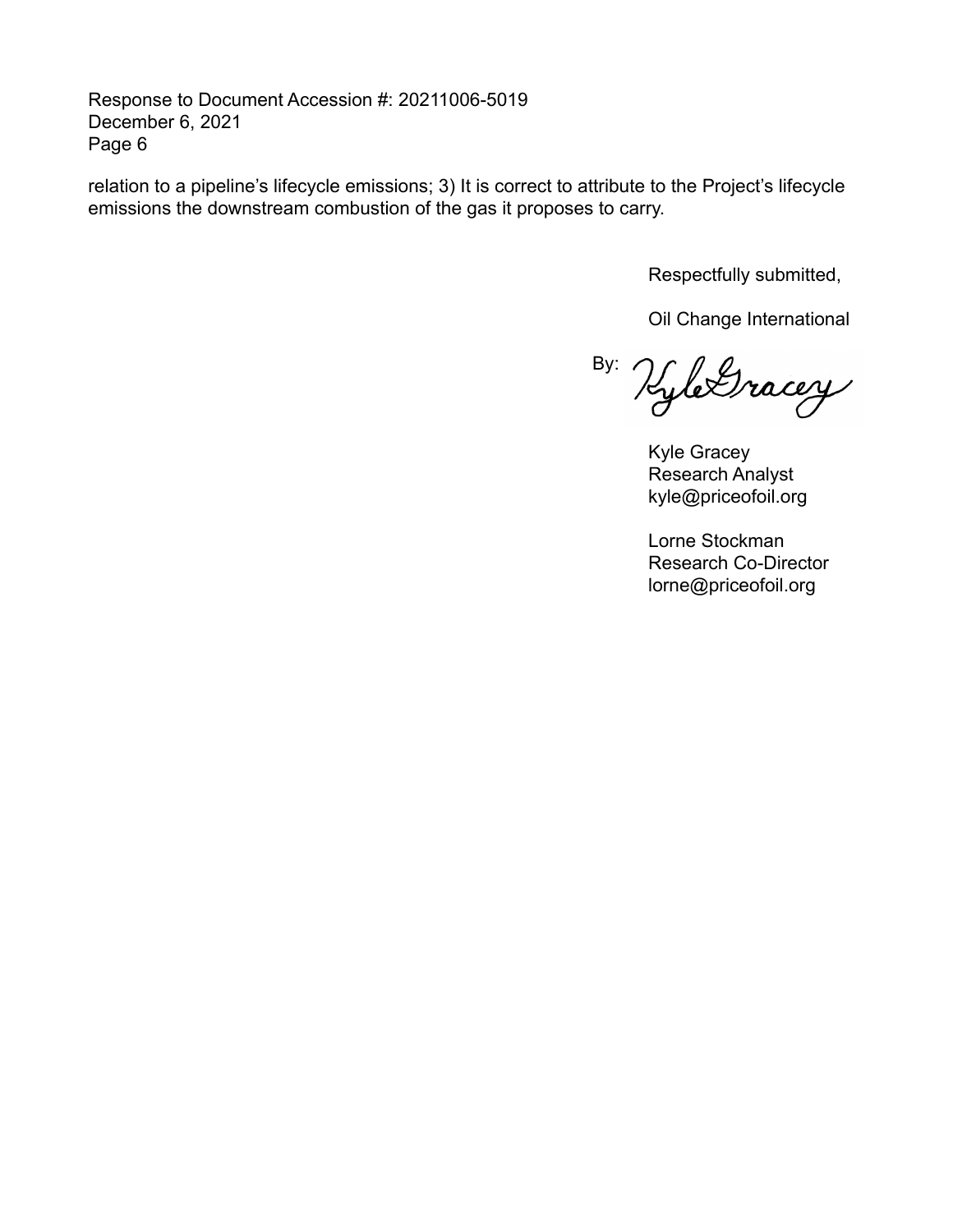relation to a pipeline's lifecycle emissions; 3) It is correct to attribute to the Project's lifecycle emissions the downstream combustion of the gas it proposes to carry.

Respectfully submitted,

Oil Change International

By: Kyle Gracey

Kyle Gracey
Research Analyst
kyle@priceofoil.org

Lorne Stockman
Research Co-Director
lorne@priceofoil.org